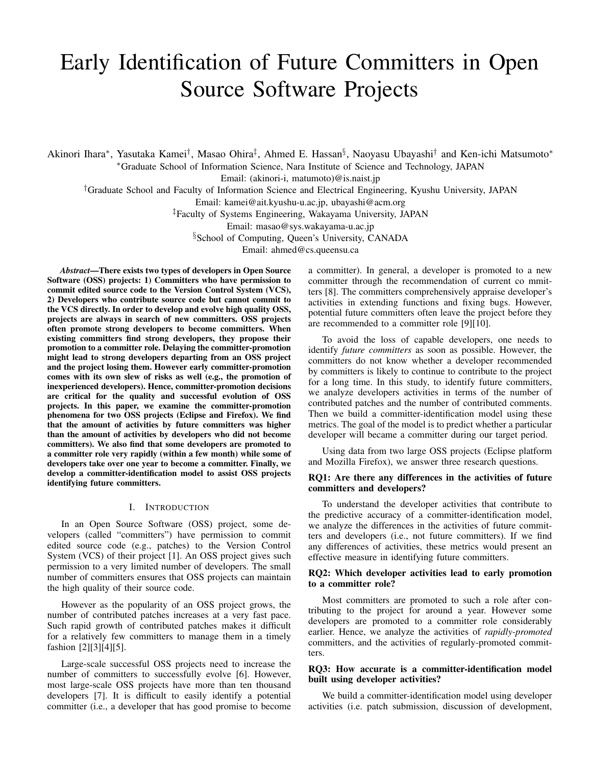# Early Identification of Future Committers in Open Source Software Projects

Akinori Ihara[*], Yasutaka Kamei[†], Masao Ohira[‡], Ahmed E. Hassan[§], Naoyasu Ubayashi[†] and Ken-ichi Matsumoto[*]

[*]Graduate School of Information Science, Nara Institute of Science and Technology, JAPAN

Email: (akinori-i, matumoto)@is.naist.jp

[†]Graduate School and Faculty of Information Science and Electrical Engineering, Kyushu University, JAPAN

Email: kamei@ait.kyushu-u.ac.jp, ubayashi@acm.org

[‡]Faculty of Systems Engineering, Wakayama University, JAPAN

Email: masao@sys.wakayama-u.ac.jp

[§]School of Computing, Queen's University, CANADA

Email: ahmed@cs.queensu.ca

***Abstract*—There exists two types of developers in Open Source Software (OSS) projects: 1) Committers who have permission to commit edited source code to the Version Control System (VCS), 2) Developers who contribute source code but cannot commit to the VCS directly. In order to develop and evolve high quality OSS, projects are always in search of new committers. OSS projects often promote strong developers to become committers. When existing committers find strong developers, they propose their promotion to a committer role. Delaying the committer-promotion might lead to strong developers departing from an OSS project and the project losing them. However early committer-promotion comes with its own slew of risks as well (e.g., the promotion of inexperienced developers). Hence, committer-promotion decisions are critical for the quality and successful evolution of OSS projects. In this paper, we examine the committer-promotion phenomena for two OSS projects (Eclipse and Firefox). We find that the amount of activities by future committers was higher than the amount of activities by developers who did not become committers). We also find that some developers are promoted to a committer role very rapidly (within a few month) while some of developers take over one year to become a committer. Finally, we develop a committer-identification model to assist OSS projects identifying future committers.**

## I. Introduction

In an Open Source Software (OSS) project, some developers (called "committers") have permission to commit edited source code (e.g., patches) to the Version Control System (VCS) of their project [1]. An OSS project gives such permission to a very limited number of developers. The small number of committers ensures that OSS projects can maintain the high quality of their source code.

However as the popularity of an OSS project grows, the number of contributed patches increases at a very fast pace. Such rapid growth of contributed patches makes it difficult for a relatively few committers to manage them in a timely fashion [2][3][4][5].

Large-scale successful OSS projects need to increase the number of committers to successfully evolve [6]. However, most large-scale OSS projects have more than ten thousand developers [7]. It is difficult to easily identify a potential committer (i.e., a developer that has good promise to become a committer). In general, a developer is promoted to a new committer through the recommendation of current co mmitters [8]. The committers comprehensively appraise developer's activities in extending functions and fixing bugs. However, potential future committers often leave the project before they are recommended to a committer role [9][10].

To avoid the loss of capable developers, one needs to identify *future committers* as soon as possible. However, the committers do not know whether a developer recommended by committers is likely to continue to contribute to the project for a long time. In this study, to identify future committers, we analyze developers activities in terms of the number of contributed patches and the number of contributed comments. Then we build a committer-identification model using these metrics. The goal of the model is to predict whether a particular developer will became a committer during our target period.

Using data from two large OSS projects (Eclipse platform and Mozilla Firefox), we answer three research questions.

### RQ1: Are there any differences in the activities of future committers and developers?

To understand the developer activities that contribute to the predictive accuracy of a committer-identification model, we analyze the differences in the activities of future committers and developers (i.e., not future committers). If we find any differences of activities, these metrics would present an effective measure in identifying future committers.

### RQ2: Which developer activities lead to early promotion to a committer role?

Most committers are promoted to such a role after contributing to the project for around a year. However some developers are promoted to a committer role considerably earlier. Hence, we analyze the activities of *rapidly-promoted* committers, and the activities of regularly-promoted committers.

### RQ3: How accurate is a committer-identification model built using developer activities?

We build a committer-identification model using developer activities (i.e. patch submission, discussion of development,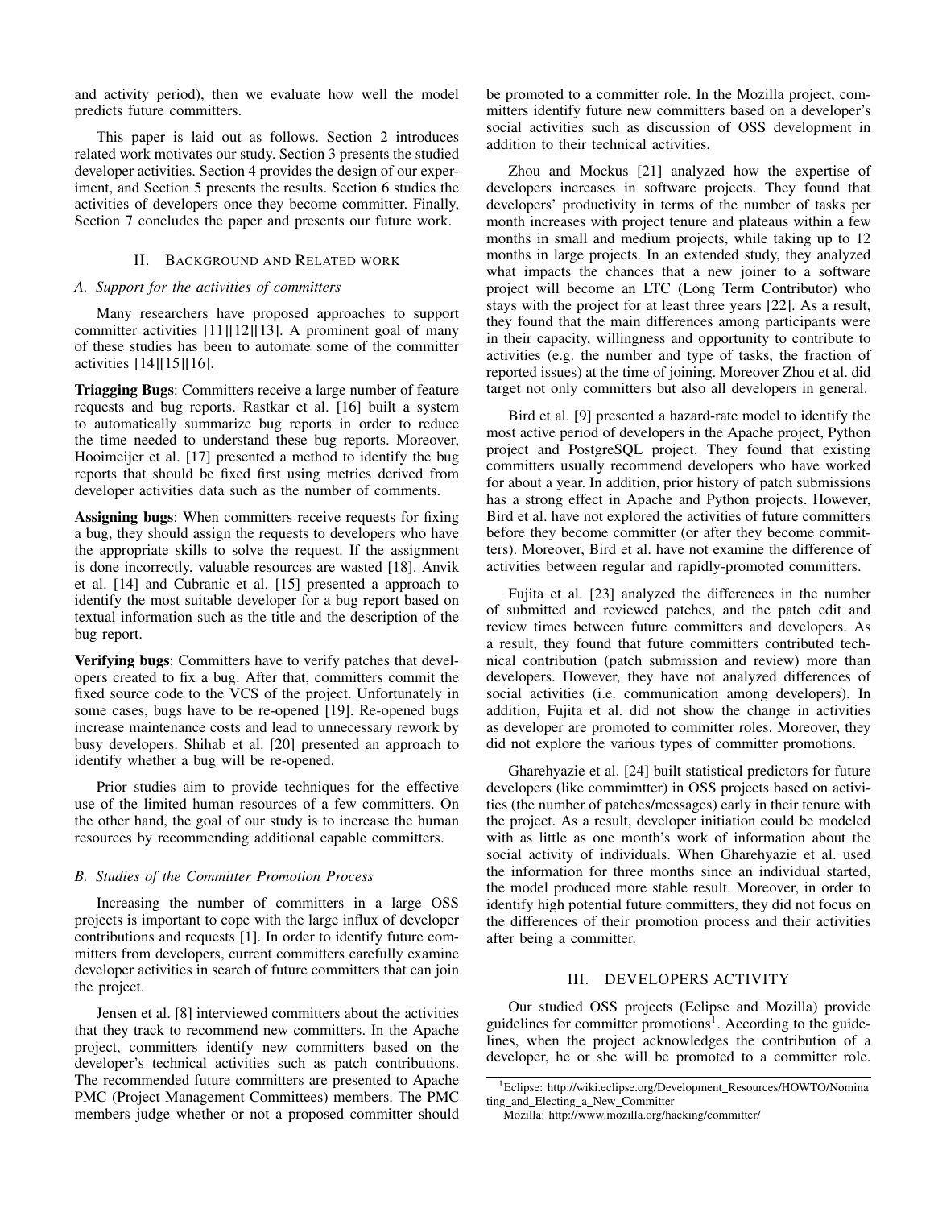and activity period), then we evaluate how well the model predicts future committers.

This paper is laid out as follows. Section 2 introduces related work motivates our study. Section 3 presents the studied developer activities. Section 4 provides the design of our experiment, and Section 5 presents the results. Section 6 studies the activities of developers once they become committer. Finally, Section 7 concludes the paper and presents our future work.

## II. Background and Related work

### A. Support for the activities of committers

Many researchers have proposed approaches to support committer activities [11][12][13]. A prominent goal of many of these studies has been to automate some of the committer activities [14][15][16].

**Triagging Bugs**: Committers receive a large number of feature requests and bug reports. Rastkar et al. [16] built a system to automatically summarize bug reports in order to reduce the time needed to understand these bug reports. Moreover, Hooimeijer et al. [17] presented a method to identify the bug reports that should be fixed first using metrics derived from developer activities data such as the number of comments.

**Assigning bugs**: When committers receive requests for fixing a bug, they should assign the requests to developers who have the appropriate skills to solve the request. If the assignment is done incorrectly, valuable resources are wasted [18]. Anvik et al. [14] and Cubranic et al. [15] presented a approach to identify the most suitable developer for a bug report based on textual information such as the title and the description of the bug report.

**Verifying bugs**: Committers have to verify patches that developers created to fix a bug. After that, committers commit the fixed source code to the VCS of the project. Unfortunately in some cases, bugs have to be re-opened [19]. Re-opened bugs increase maintenance costs and lead to unnecessary rework by busy developers. Shihab et al. [20] presented an approach to identify whether a bug will be re-opened.

Prior studies aim to provide techniques for the effective use of the limited human resources of a few committers. On the other hand, the goal of our study is to increase the human resources by recommending additional capable committers.

### B. Studies of the Committer Promotion Process

Increasing the number of committers in a large OSS projects is important to cope with the large influx of developer contributions and requests [1]. In order to identify future committers from developers, current committers carefully examine developer activities in search of future committers that can join the project.

Jensen et al. [8] interviewed committers about the activities that they track to recommend new committers. In the Apache project, committers identify new committers based on the developer's technical activities such as patch contributions. The recommended future committers are presented to Apache PMC (Project Management Committees) members. The PMC members judge whether or not a proposed committer should be promoted to a committer role. In the Mozilla project, committers identify future new committers based on a developer's social activities such as discussion of OSS development in addition to their technical activities.

Zhou and Mockus [21] analyzed how the expertise of developers increases in software projects. They found that developers' productivity in terms of the number of tasks per month increases with project tenure and plateaus within a few months in small and medium projects, while taking up to 12 months in large projects. In an extended study, they analyzed what impacts the chances that a new joiner to a software project will become an LTC (Long Term Contributor) who stays with the project for at least three years [22]. As a result, they found that the main differences among participants were in their capacity, willingness and opportunity to contribute to activities (e.g. the number and type of tasks, the fraction of reported issues) at the time of joining. Moreover Zhou et al. did target not only committers but also all developers in general.

Bird et al. [9] presented a hazard-rate model to identify the most active period of developers in the Apache project, Python project and PostgreSQL project. They found that existing committers usually recommend developers who have worked for about a year. In addition, prior history of patch submissions has a strong effect in Apache and Python projects. However, Bird et al. have not explored the activities of future committers before they become committer (or after they become committers). Moreover, Bird et al. have not examine the difference of activities between regular and rapidly-promoted committers.

Fujita et al. [23] analyzed the differences in the number of submitted and reviewed patches, and the patch edit and review times between future committers and developers. As a result, they found that future committers contributed technical contribution (patch submission and review) more than developers. However, they have not analyzed differences of social activities (i.e. communication among developers). In addition, Fujita et al. did not show the change in activities as developer are promoted to committer roles. Moreover, they did not explore the various types of committer promotions.

Gharehyazie et al. [24] built statistical predictors for future developers (like commimtter) in OSS projects based on activities (the number of patches/messages) early in their tenure with the project. As a result, developer initiation could be modeled with as little as one month's work of information about the social activity of individuals. When Gharehyazie et al. used the information for three months since an individual started, the model produced more stable result. Moreover, in order to identify high potential future committers, they did not focus on the differences of their promotion process and their activities after being a committer.

## III. Developers Activity

Our studied OSS projects (Eclipse and Mozilla) provide guidelines for committer promotions[1]. According to the guidelines, when the project acknowledges the contribution of a developer, he or she will be promoted to a committer role.

[1]Eclipse: http://wiki.eclipse.org/Development_Resources/HOWTO/Nominating_and_Electing_a_New_Committer
Mozilla: http://www.mozilla.org/hacking/committer/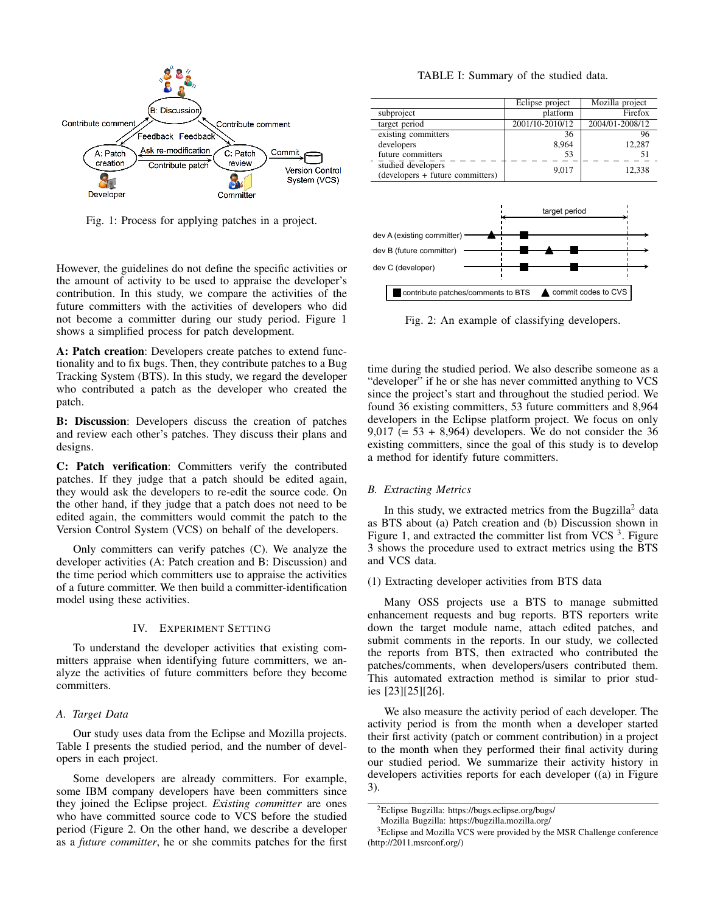Contribute comment

B: Discussion

Contribute comment

Feedback Feedback

A: Patch creation

Ask re-modification

C: Patch review

Commit

Contribute patch

Version Control System (VCS)

Developer

Committer

Fig. 1: Process for applying patches in a project.

However, the guidelines do not define the specific activities or the amount of activity to be used to appraise the developer's contribution. In this study, we compare the activities of the future committers with the activities of developers who did not become a committer during our study period. Figure 1 shows a simplified process for patch development.

**A: Patch creation**: Developers create patches to extend functionality and to fix bugs. Then, they contribute patches to a Bug Tracking System (BTS). In this study, we regard the developer who contributed a patch as the developer who created the patch.

**B: Discussion**: Developers discuss the creation of patches and review each other's patches. They discuss their plans and designs.

**C: Patch verification**: Committers verify the contributed patches. If they judge that a patch should be edited again, they would ask the developers to re-edit the source code. On the other hand, if they judge that a patch does not need to be edited again, the committers would commit the patch to the Version Control System (VCS) on behalf of the developers.

Only committers can verify patches (C). We analyze the developer activities (A: Patch creation and B: Discussion) and the time period which committers use to appraise the activities of a future committer. We then build a committer-identification model using these activities.

## IV. Experiment Setting

To understand the developer activities that existing committers appraise when identifying future committers, we analyze the activities of future committers before they become committers.

### A. Target Data

Our study uses data from the Eclipse and Mozilla projects. Table I presents the studied period, and the number of developers in each project.

Some developers are already committers. For example, some IBM company developers have been committers since they joined the Eclipse project. *Existing committer* are ones who have committed source code to VCS before the studied period (Figure 2. On the other hand, we describe a developer as a *future committer*, he or she commits patches for the first time during the studied period. We also describe someone as a "developer" if he or she has never committed anything to VCS since the project's start and throughout the studied period. We found 36 existing committers, 53 future committers and 8,964 developers in the Eclipse platform project. We focus on only 9,017 (= 53 + 8,964) developers. We do not consider the 36 existing committers, since the goal of this study is to develop a method for identify future committers.

TABLE I: Summary of the studied data.

| | Eclipse project | Mozilla project |
|---|---|---|
| subproject | platform | Firefox |
| target period | 2001/10-2010/12 | 2004/01-2008/12 |
| existing committers | 36 | 96 |
| developers | 8,964 | 12,287 |
| future committers | 53 | 51 |
| studied developers (developers + future committers) | 9,017 | 12,338 |

target period

dev A (existing committer)

dev B (future committer)

dev C (developer)

contribute patches/comments to BTS

commit codes to CVS

Fig. 2: An example of classifying developers.

### B. Extracting Metrics

In this study, we extracted metrics from the Bugzilla[2] data as BTS about (a) Patch creation and (b) Discussion shown in Figure 1, and extracted the committer list from VCS [3]. Figure 3 shows the procedure used to extract metrics using the BTS and VCS data.

(1) Extracting developer activities from BTS data

Many OSS projects use a BTS to manage submitted enhancement requests and bug reports. BTS reporters write down the target module name, attach edited patches, and submit comments in the reports. In our study, we collected the reports from BTS, then extracted who contributed the patches/comments, when developers/users contributed them. This automated extraction method is similar to prior studies [23][25][26].

We also measure the activity period of each developer. The activity period is from the month when a developer started their first activity (patch or comment contribution) in a project to the month when they performed their final activity during our studied period. We summarize their activity history in developers activities reports for each developer ((a) in Figure 3).

[2] Eclipse Bugzilla: https://bugs.eclipse.org/bugs/
Mozilla Bugzilla: https://bugzilla.mozilla.org/

[3] Eclipse and Mozilla VCS were provided by the MSR Challenge conference (http://2011.msrconf.org/)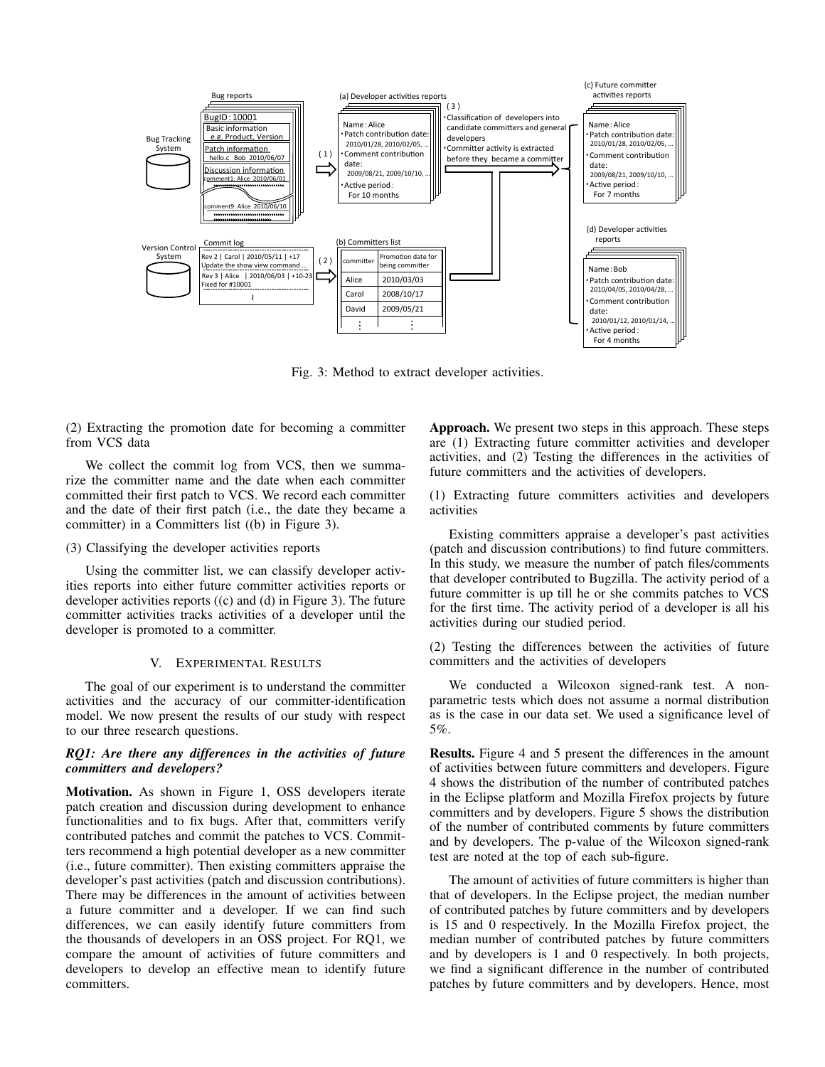Bug reports

Bug Tracking System

BugID : 10001

Basic information

e.g. Product, Version

Patch information

hello.c Bob 2010/06/07

Discussion information

comment1: Alice 2010/06/01

comment9: Alice 2010/06/10

( 1 )

(a) Developer activities reports

Name : Alice

・Patch contribution date: 2010/01/28, 2010/02/05, ...

・Comment contribution date: 2009/08/21, 2009/10/10, ...

・Active period : For 10 months

( 3 )

・Classification of developers into candidate committers and general developers

・Committer activity is extracted before they became a committer

(c) Future committer activities reports

Name : Alice

・Patch contribution date: 2010/01/28, 2010/02/05, ...

・Comment contribution date: 2009/08/21, 2009/10/10, ...

・Active period : For 7 months

Version Control System

Commit log

Rev 2 | Carol | 2010/05/11 | +17

Update the show view command ...

Rev 3 | Alice | 2010/06/03 | +10-23

Fixed for #10001

( 2 )

(b) Committers list

committer | Promotion date for being committer

Alice | 2010/03/03

Carol | 2008/10/17

David | 2009/05/21

(d) Developer activities reports

Name : Bob

・Patch contribution date: 2010/04/05, 2010/04/28, ...

・Comment contribution date: 2010/01/12, 2010/01/14, ...

・Active period : For 4 months

Fig. 3: Method to extract developer activities.

(2) Extracting the promotion date for becoming a committer from VCS data

We collect the commit log from VCS, then we summarize the committer name and the date when each committer committed their first patch to VCS. We record each committer and the date of their first patch (i.e., the date they became a committer) in a Committers list ((b) in Figure 3).

(3) Classifying the developer activities reports

Using the committer list, we can classify developer activities reports into either future committer activities reports or developer activities reports ((c) and (d) in Figure 3). The future committer activities tracks activities of a developer until the developer is promoted to a committer.

## V. Experimental Results

The goal of our experiment is to understand the committer activities and the accuracy of our committer-identification model. We now present the results of our study with respect to our three research questions.

### *RQ1: Are there any differences in the activities of future committers and developers?*

**Motivation.** As shown in Figure 1, OSS developers iterate patch creation and discussion during development to enhance functionalities and to fix bugs. After that, committers verify contributed patches and commit the patches to VCS. Committers recommend a high potential developer as a new committer (i.e., future committer). Then existing committers appraise the developer's past activities (patch and discussion contributions). There may be differences in the amount of activities between a future committer and a developer. If we can find such differences, we can easily identify future committers from the thousands of developers in an OSS project. For RQ1, we compare the amount of activities of future committers and developers to develop an effective mean to identify future committers.

**Approach.** We present two steps in this approach. These steps are (1) Extracting future committer activities and developer activities, and (2) Testing the differences in the activities of future committers and the activities of developers.

(1) Extracting future committers activities and developers activities

Existing committers appraise a developer's past activities (patch and discussion contributions) to find future committers. In this study, we measure the number of patch files/comments that developer contributed to Bugzilla. The activity period of a future committer is up till he or she commits patches to VCS for the first time. The activity period of a developer is all his activities during our studied period.

(2) Testing the differences between the activities of future committers and the activities of developers

We conducted a Wilcoxon signed-rank test. A non-parametric tests which does not assume a normal distribution as is the case in our data set. We used a significance level of 5%.

**Results.** Figure 4 and 5 present the differences in the amount of activities between future committers and developers. Figure 4 shows the distribution of the number of contributed patches in the Eclipse platform and Mozilla Firefox projects by future committers and by developers. Figure 5 shows the distribution of the number of contributed comments by future committers and by developers. The p-value of the Wilcoxon signed-rank test are noted at the top of each sub-figure.

The amount of activities of future committers is higher than that of developers. In the Eclipse project, the median number of contributed patches by future committers and by developers is 15 and 0 respectively. In the Mozilla Firefox project, the median number of contributed patches by future committers and by developers is 1 and 0 respectively. In both projects, we find a significant difference in the number of contributed patches by future committers and by developers. Hence, most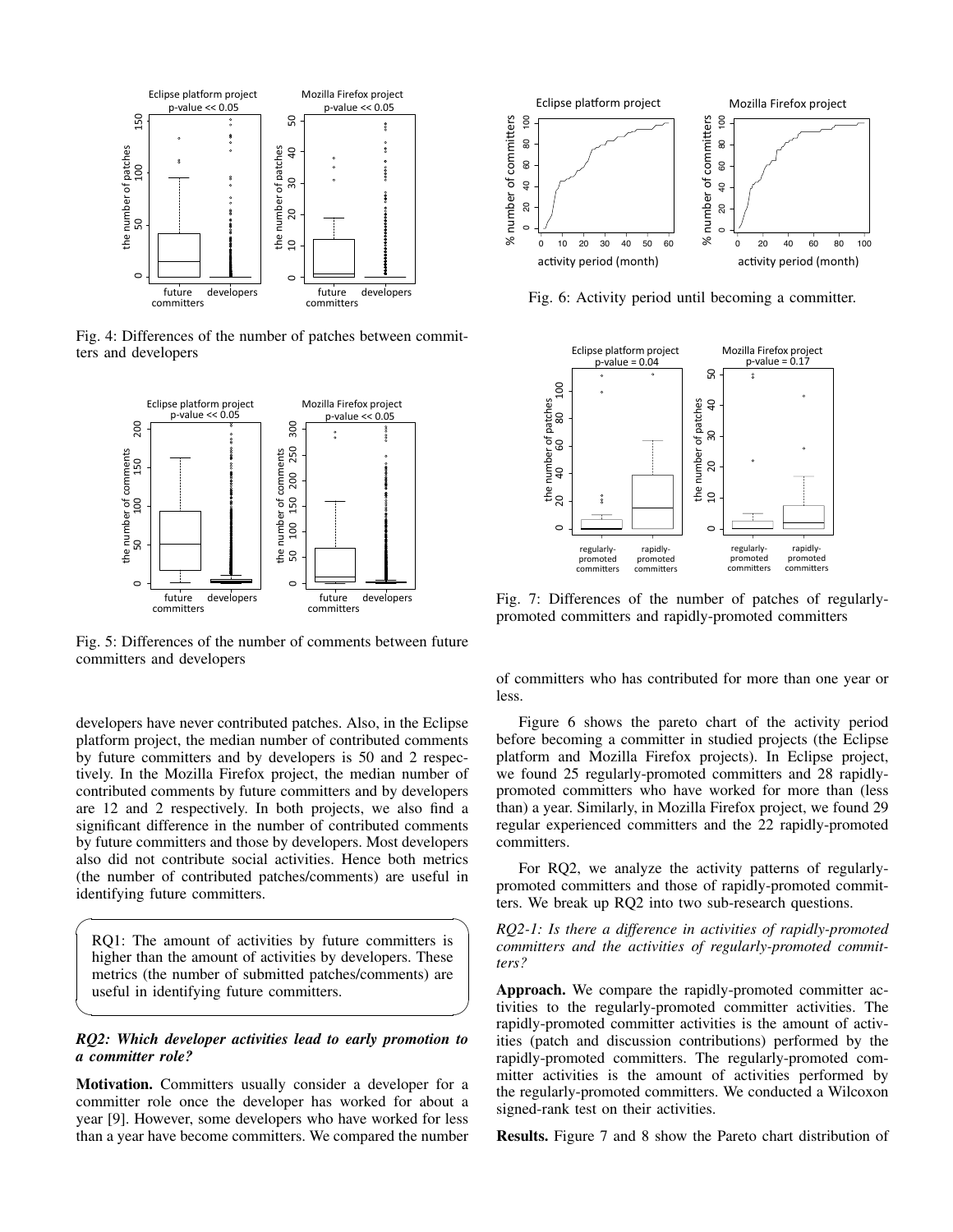Eclipse platform project
p-value << 0.05

Mozilla Firefox project
p-value << 0.05

the number of patches

future committers

developers

Fig. 4: Differences of the number of patches between committers and developers

Eclipse platform project
p-value << 0.05

Mozilla Firefox project
p-value << 0.05

the number of comments

future committers

developers

Fig. 5: Differences of the number of comments between future committers and developers

developers have never contributed patches. Also, in the Eclipse platform project, the median number of contributed comments by future committers and by developers is 50 and 2 respectively. In the Mozilla Firefox project, the median number of contributed comments by future committers and by developers are 12 and 2 respectively. In both projects, we also find a significant difference in the number of contributed comments by future committers and those by developers. Most developers also did not contribute social activities. Hence both metrics (the number of contributed patches/comments) are useful in identifying future committers.

> RQ1: The amount of activities by future committers is higher than the amount of activities by developers. These metrics (the number of submitted patches/comments) are useful in identifying future committers.

***RQ2: Which developer activities lead to early promotion to a committer role?***

**Motivation.** Committers usually consider a developer for a committer role once the developer has worked for about a year [9]. However, some developers who have worked for less than a year have become committers. We compared the number of committers who has contributed for more than one year or less.

Eclipse platform project

Mozilla Firefox project

% number of committers

activity period (month)

Fig. 6: Activity period until becoming a committer.

Eclipse platform project
p-value = 0.04

Mozilla Firefox project
p-value = 0.17

the number of patches

regularly-promoted committers

rapidly-promoted committers

Fig. 7: Differences of the number of patches of regularly-promoted committers and rapidly-promoted committers

Figure 6 shows the pareto chart of the activity period before becoming a committer in studied projects (the Eclipse platform and Mozilla Firefox projects). In Eclipse project, we found 25 regularly-promoted committers and 28 rapidly-promoted committers who have worked for more than (less than) a year. Similarly, in Mozilla Firefox project, we found 29 regular experienced committers and the 22 rapidly-promoted committers.

For RQ2, we analyze the activity patterns of regularly-promoted committers and those of rapidly-promoted committers. We break up RQ2 into two sub-research questions.

*RQ2-1: Is there a difference in activities of rapidly-promoted committers and the activities of regularly-promoted committers?*

**Approach.** We compare the rapidly-promoted committer activities to the regularly-promoted committer activities. The rapidly-promoted committer activities is the amount of activities (patch and discussion contributions) performed by the rapidly-promoted committers. The regularly-promoted committer activities is the amount of activities performed by the regularly-promoted committers. We conducted a Wilcoxon signed-rank test on their activities.

**Results.** Figure 7 and 8 show the Pareto chart distribution of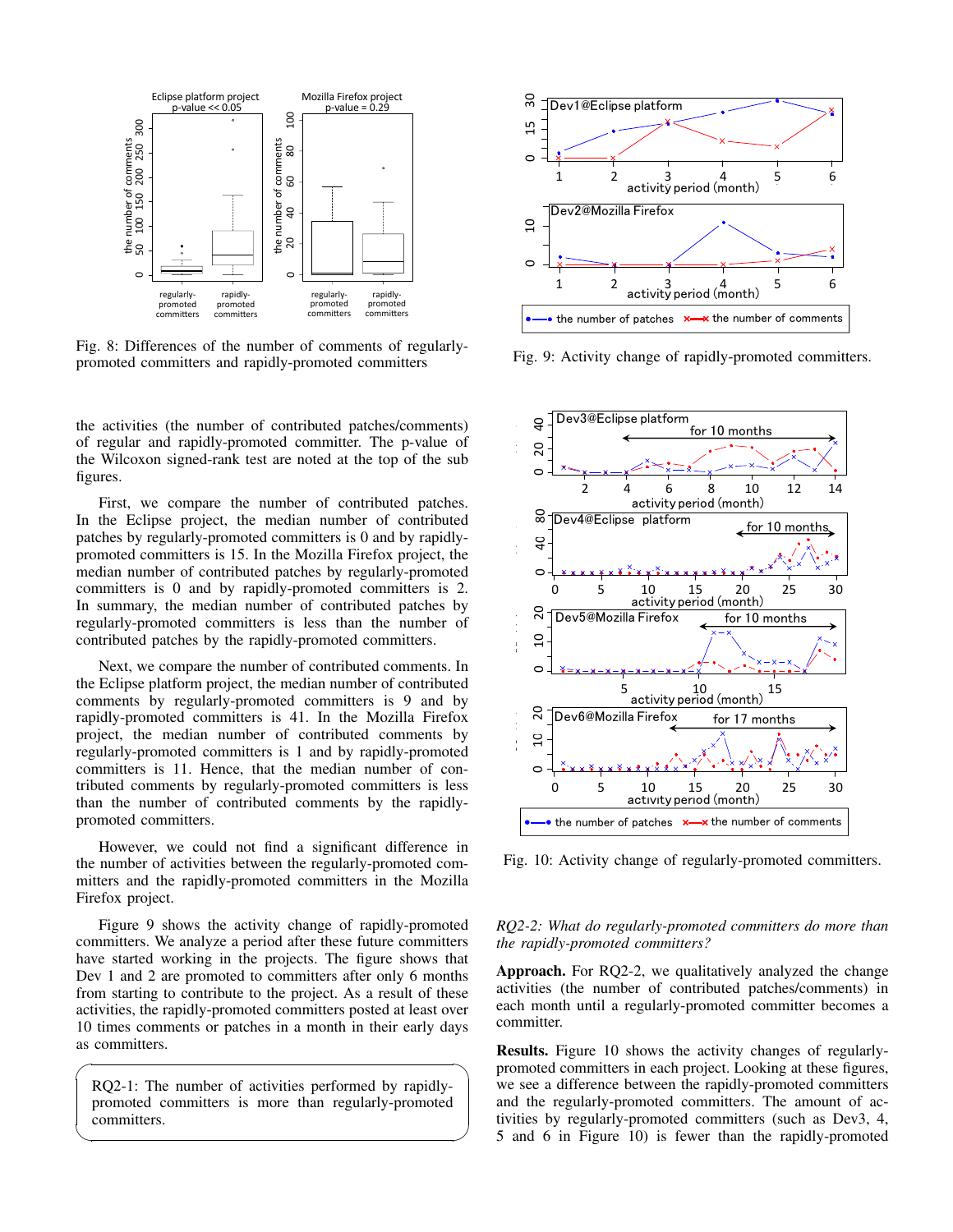Eclipse platform project
p-value << 0.05

the number of comments

0 50 100 150 200 250 300

regularly-promoted committers

rapidly-promoted committers

Mozilla Firefox project
p-value = 0.29

the number of comments

0 20 40 60 80 100

regularly-promoted committers

rapidly-promoted committers

Fig. 8: Differences of the number of comments of regularly-promoted committers and rapidly-promoted committers

Dev1@Eclipse platform

0 15 30

1 2 3 4 5 6

activity period (month)

Dev2@Mozilla Firefox

0 10

1 2 3 4 5 6

activity period (month)

the number of patches the number of comments

Fig. 9: Activity change of rapidly-promoted committers.

Dev3@Eclipse platform

for 10 months

0 20 40

2 4 6 8 10 12 14

activity period (month)

Dev4@Eclipse platform

for 10 months

0 40 80

0 5 10 15 20 25 30

activity period (month)

Dev5@Mozilla Firefox

for 10 months

0 10 20

5 10 15

activity period (month)

Dev6@Mozilla Firefox

for 17 months

0 10 20

0 5 10 15 20 25 30

activity period (month)

the number of patches the number of comments

Fig. 10: Activity change of regularly-promoted committers.

the activities (the number of contributed patches/comments) of regular and rapidly-promoted committer. The p-value of the Wilcoxon signed-rank test are noted at the top of the sub figures.

First, we compare the number of contributed patches. In the Eclipse project, the median number of contributed patches by regularly-promoted committers is 0 and by rapidly-promoted committers is 15. In the Mozilla Firefox project, the median number of contributed patches by regularly-promoted committers is 0 and by rapidly-promoted committers is 2. In summary, the median number of contributed patches by regularly-promoted committers is less than the number of contributed patches by the rapidly-promoted committers.

Next, we compare the number of contributed comments. In the Eclipse platform project, the median number of contributed comments by regularly-promoted committers is 9 and by rapidly-promoted committers is 41. In the Mozilla Firefox project, the median number of contributed comments by regularly-promoted committers is 1 and by rapidly-promoted committers is 11. Hence, that the median number of contributed comments by regularly-promoted committers is less than the number of contributed comments by the rapidly-promoted committers.

However, we could not find a significant difference in the number of activities between the regularly-promoted committers and the rapidly-promoted committers in the Mozilla Firefox project.

Figure 9 shows the activity change of rapidly-promoted committers. We analyze a period after these future committers have started working in the projects. The figure shows that Dev 1 and 2 are promoted to committers after only 6 months from starting to contribute to the project. As a result of these activities, the rapidly-promoted committers posted at least over 10 times comments or patches in a month in their early days as committers.

> RQ2-1: The number of activities performed by rapidly-promoted committers is more than regularly-promoted committers.

*RQ2-2: What do regularly-promoted committers do more than the rapidly-promoted committers?*

**Approach.** For RQ2-2, we qualitatively analyzed the change activities (the number of contributed patches/comments) in each month until a regularly-promoted committer becomes a committer.

**Results.** Figure 10 shows the activity changes of regularly-promoted committers in each project. Looking at these figures, we see a difference between the rapidly-promoted committers and the regularly-promoted committers. The amount of activities by regularly-promoted committers (such as Dev3, 4, 5 and 6 in Figure 10) is fewer than the rapidly-promoted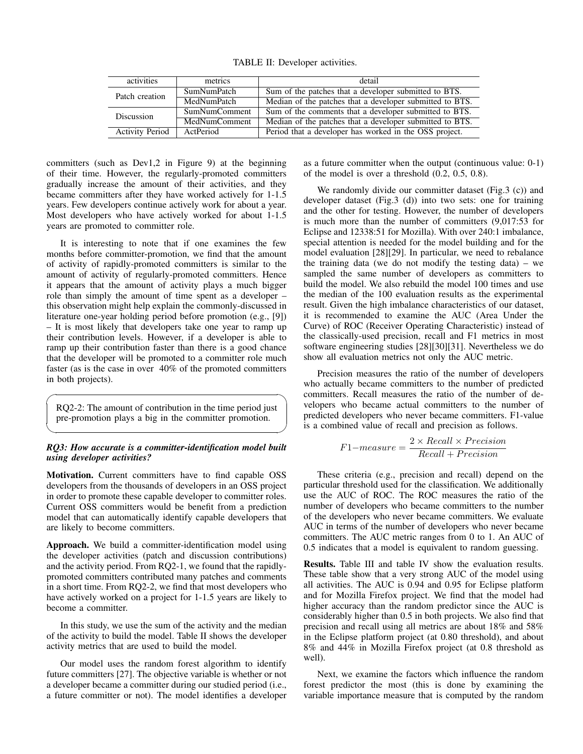TABLE II: Developer activities.

| activities | metrics | detail |
|---|---|---|
| Patch creation | SumNumPatch | Sum of the patches that a developer submitted to BTS. |
| | MedNumPatch | Median of the patches that a developer submitted to BTS. |
| Discussion | SumNumComment | Sum of the comments that a developer submitted to BTS. |
| | MedNumComment | Median of the patches that a developer submitted to BTS. |
| Activity Period | ActPeriod | Period that a developer has worked in the OSS project. |

committers (such as Dev1,2 in Figure 9) at the beginning of their time. However, the regularly-promoted committers gradually increase the amount of their activities, and they became committers after they have worked actively for 1-1.5 years. Few developers continue actively work for about a year. Most developers who have actively worked for about 1-1.5 years are promoted to committer role.

It is interesting to note that if one examines the few months before committer-promotion, we find that the amount of activity of rapidly-promoted committers is similar to the amount of activity of regularly-promoted committers. Hence it appears that the amount of activity plays a much bigger role than simply the amount of time spent as a developer – this observation might help explain the commonly-discussed in literature one-year holding period before promotion (e.g., [9]) – It is most likely that developers take one year to ramp up their contribution levels. However, if a developer is able to ramp up their contribution faster than there is a good chance that the developer will be promoted to a committer role much faster (as is the case in over 40% of the promoted committers in both projects).

RQ2-2: The amount of contribution in the time period just pre-promotion plays a big in the committer promotion.

***RQ3: How accurate is a committer-identification model built using developer activities?***

**Motivation.** Current committers have to find capable OSS developers from the thousands of developers in an OSS project in order to promote these capable developer to committer roles. Current OSS committers would be benefit from a prediction model that can automatically identify capable developers that are likely to become committers.

**Approach.** We build a committer-identification model using the developer activities (patch and discussion contributions) and the activity period. From RQ2-1, we found that the rapidly-promoted committers contributed many patches and comments in a short time. From RQ2-2, we find that most developers who have actively worked on a project for 1-1.5 years are likely to become a committer.

In this study, we use the sum of the activity and the median of the activity to build the model. Table II shows the developer activity metrics that are used to build the model.

Our model uses the random forest algorithm to identify future committers [27]. The objective variable is whether or not a developer became a committer during our studied period (i.e., a future committer or not). The model identifies a developer as a future committer when the output (continuous value: 0-1) of the model is over a threshold (0.2, 0.5, 0.8).

We randomly divide our committer dataset (Fig.3 (c)) and developer dataset (Fig.3 (d)) into two sets: one for training and the other for testing. However, the number of developers is much more than the number of committers (9,017:53 for Eclipse and 12338:51 for Mozilla). With over 240:1 imbalance, special attention is needed for the model building and for the model evaluation [28][29]. In particular, we need to rebalance the training data (we do not modify the testing data) – we sampled the same number of developers as committers to build the model. We also rebuild the model 100 times and use the median of the 100 evaluation results as the experimental result. Given the high imbalance characteristics of our dataset, it is recommended to examine the AUC (Area Under the Curve) of ROC (Receiver Operating Characteristic) instead of the classically-used precision, recall and F1 metrics in most software engineering studies [28][30][31]. Nevertheless we do show all evaluation metrics not only the AUC metric.

Precision measures the ratio of the number of developers who actually became committers to the number of predicted committers. Recall measures the ratio of the number of developers who became actual committers to the number of predicted developers who never became committers. F1-value is a combined value of recall and precision as follows.

$$F1{-}measure = \frac{2 \times Recall \times Precision}{Recall + Precision}$$

These criteria (e.g., precision and recall) depend on the particular threshold used for the classification. We additionally use the AUC of ROC. The ROC measures the ratio of the number of developers who became committers to the number of the developers who never became committers. We evaluate AUC in terms of the number of developers who never became committers. The AUC metric ranges from 0 to 1. An AUC of 0.5 indicates that a model is equivalent to random guessing.

**Results.** Table III and table IV show the evaluation results. These table show that a very strong AUC of the model using all activities. The AUC is 0.94 and 0.95 for Eclipse platform and for Mozilla Firefox project. We find that the model had higher accuracy than the random predictor since the AUC is considerably higher than 0.5 in both projects. We also find that precision and recall using all metrics are about 18% and 58% in the Eclipse platform project (at 0.80 threshold), and about 8% and 44% in Mozilla Firefox project (at 0.8 threshold as well).

Next, we examine the factors which influence the random forest predictor the most (this is done by examining the variable importance measure that is computed by the random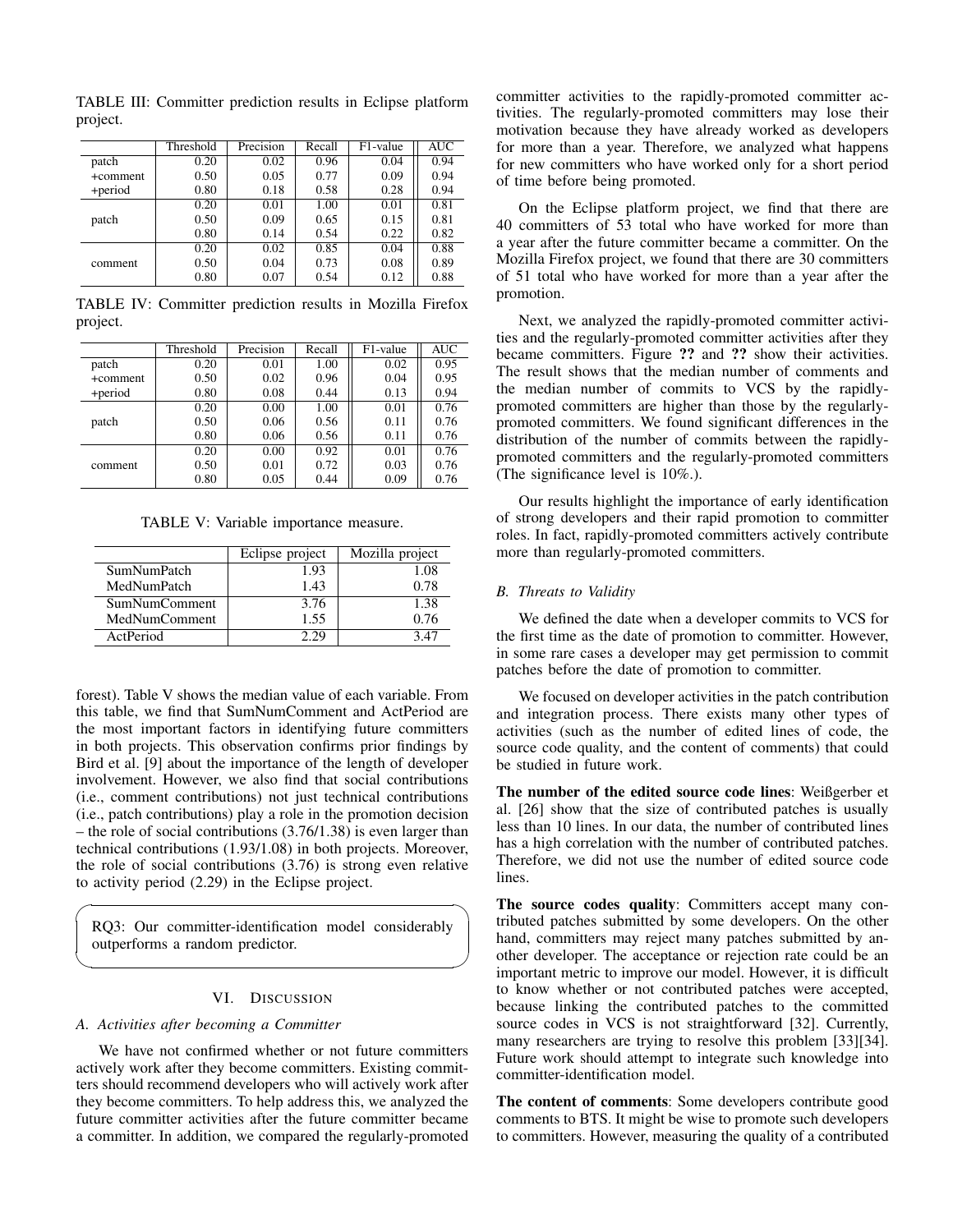TABLE III: Committer prediction results in Eclipse platform project.

| | Threshold | Precision | Recall | F1-value | AUC |
|---|---|---|---|---|---|
| patch | 0.20 | 0.02 | 0.96 | 0.04 | 0.94 |
| +comment | 0.50 | 0.05 | 0.77 | 0.09 | 0.94 |
| +period | 0.80 | 0.18 | 0.58 | 0.28 | 0.94 |
| | 0.20 | 0.01 | 1.00 | 0.01 | 0.81 |
| patch | 0.50 | 0.09 | 0.65 | 0.15 | 0.81 |
| | 0.80 | 0.14 | 0.54 | 0.22 | 0.82 |
| | 0.20 | 0.02 | 0.85 | 0.04 | 0.88 |
| comment | 0.50 | 0.04 | 0.73 | 0.08 | 0.89 |
| | 0.80 | 0.07 | 0.54 | 0.12 | 0.88 |

TABLE IV: Committer prediction results in Mozilla Firefox project.

| | Threshold | Precision | Recall | F1-value | AUC |
|---|---|---|---|---|---|
| patch | 0.20 | 0.01 | 1.00 | 0.02 | 0.95 |
| +comment | 0.50 | 0.02 | 0.96 | 0.04 | 0.95 |
| +period | 0.80 | 0.08 | 0.44 | 0.13 | 0.94 |
| | 0.20 | 0.00 | 1.00 | 0.01 | 0.76 |
| patch | 0.50 | 0.06 | 0.56 | 0.11 | 0.76 |
| | 0.80 | 0.06 | 0.56 | 0.11 | 0.76 |
| | 0.20 | 0.00 | 0.92 | 0.01 | 0.76 |
| comment | 0.50 | 0.01 | 0.72 | 0.03 | 0.76 |
| | 0.80 | 0.05 | 0.44 | 0.09 | 0.76 |

TABLE V: Variable importance measure.

| | Eclipse project | Mozilla project |
|---|---|---|
| SumNumPatch | 1.93 | 1.08 |
| MedNumPatch | 1.43 | 0.78 |
| SumNumComment | 3.76 | 1.38 |
| MedNumComment | 1.55 | 0.76 |
| ActPeriod | 2.29 | 3.47 |

forest). Table V shows the median value of each variable. From this table, we find that SumNumComment and ActPeriod are the most important factors in identifying future committers in both projects. This observation confirms prior findings by Bird et al. [9] about the importance of the length of developer involvement. However, we also find that social contributions (i.e., comment contributions) not just technical contributions (i.e., patch contributions) play a role in the promotion decision – the role of social contributions (3.76/1.38) is even larger than technical contributions (1.93/1.08) in both projects. Moreover, the role of social contributions (3.76) is strong even relative to activity period (2.29) in the Eclipse project.

RQ3: Our committer-identification model considerably outperforms a random predictor.

## VI. Discussion

### A. Activities after becoming a Committer

We have not confirmed whether or not future committers actively work after they become committers. Existing committers should recommend developers who will actively work after they become committers. To help address this, we analyzed the future committer activities after the future committer became a committer. In addition, we compared the regularly-promoted committer activities to the rapidly-promoted committer activities. The regularly-promoted committers may lose their motivation because they have already worked as developers for more than a year. Therefore, we analyzed what happens for new committers who have worked only for a short period of time before being promoted.

On the Eclipse platform project, we find that there are 40 committers of 53 total who have worked for more than a year after the future committer became a committer. On the Mozilla Firefox project, we found that there are 30 committers of 51 total who have worked for more than a year after the promotion.

Next, we analyzed the rapidly-promoted committer activities and the regularly-promoted committer activities after they became committers. Figure **??** and **??** show their activities. The result shows that the median number of comments and the median number of commits to VCS by the rapidly-promoted committers are higher than those by the regularly-promoted committers. We found significant differences in the distribution of the number of commits between the rapidly-promoted committers and the regularly-promoted committers (The significance level is 10%.).

Our results highlight the importance of early identification of strong developers and their rapid promotion to committer roles. In fact, rapidly-promoted committers actively contribute more than regularly-promoted committers.

### B. Threats to Validity

We defined the date when a developer commits to VCS for the first time as the date of promotion to committer. However, in some rare cases a developer may get permission to commit patches before the date of promotion to committer.

We focused on developer activities in the patch contribution and integration process. There exists many other types of activities (such as the number of edited lines of code, the source code quality, and the content of comments) that could be studied in future work.

**The number of the edited source code lines**: Weißgerber et al. [26] show that the size of contributed patches is usually less than 10 lines. In our data, the number of contributed lines has a high correlation with the number of contributed patches. Therefore, we did not use the number of edited source code lines.

**The source codes quality**: Committers accept many contributed patches submitted by some developers. On the other hand, committers may reject many patches submitted by another developer. The acceptance or rejection rate could be an important metric to improve our model. However, it is difficult to know whether or not contributed patches were accepted, because linking the contributed patches to the committed source codes in VCS is not straightforward [32]. Currently, many researchers are trying to resolve this problem [33][34]. Future work should attempt to integrate such knowledge into committer-identification model.

**The content of comments**: Some developers contribute good comments to BTS. It might be wise to promote such developers to committers. However, measuring the quality of a contributed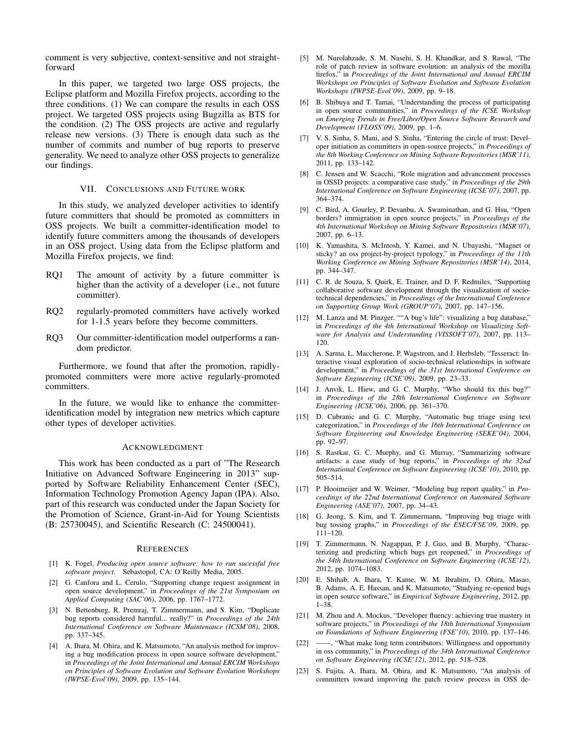comment is very subjective, context-sensitive and not straightforward

In this paper, we targeted two large OSS projects, the Eclipse platform and Mozilla Firefox projects, according to the three conditions. (1) We can compare the results in each OSS project. We targeted OSS projects using Bugzilla as BTS for the condition. (2) The OSS projects are active and regularly release new versions. (3) There is enough data such as the number of commits and number of bug reports to preserve generality. We need to analyze other OSS projects to generalize our findings.

## VII. Conclusions and Future work

In this study, we analyzed developer activities to identify future committers that should be promoted as committers in OSS projects. We built a committer-identification model to identify future committers among the thousands of developers in an OSS project. Using data from the Eclipse platform and Mozilla Firefox projects, we find:

- RQ1 The amount of activity by a future committer is higher than the activity of a developer (i.e., not future committer).
- RQ2 regularly-promoted committers have actively worked for 1-1.5 years before they become committers.
- RQ3 Our committer-identification model outperforms a random predictor.

Furthermore, we found that after the promotion, rapidly-promoted committers were more active regularly-promoted committers.

In the future, we would like to enhance the committer-identification model by integration new metrics which capture other types of developer activities.

## Acknowledgment

This work has been conducted as a part of "The Research Initiative on Advanced Software Engineering in 2013" supported by Software Reliability Enhancement Center (SEC), Information Technology Promotion Agency Japan (IPA). Also, part of this research was conducted under the Japan Society for the Promotion of Science, Grant-in-Aid for Young Scientists (B: 25730045), and Scientific Research (C: 24500041).

## References

[1] K. Fogel, *Producing open source software: how to run sucessful free software project*. Sebastopol, CA: O'Reilly Media, 2005.

[2] G. Canfora and L. Cerulo, "Supporting change request assignment in open source development," in *Proceedings of the 21st Symposium on Applied Computing (SAC'06)*, 2006, pp. 1767–1772.

[3] N. Bettenburg, R. Premraj, T. Zimmermann, and S. Kim, "Duplicate bug reports considered harmful... really?" in *Proceedings of the 24th International Conference on Software Maintenance (ICSM'08)*, 2008, pp. 337–345.

[4] A. Ihara, M. Ohira, and K. Matsumoto, "An analysis method for improving a bug modification process in open source software development," in *Proceedings of the Joint International and Annual ERCIM Workshops on Principles of Software Evolution and Software Evolution Workshops (IWPSE-Evol'09)*, 2009, pp. 135–144.

[5] M. Nurolahzade, S. M. Nasehi, S. H. Khandkar, and S. Rawal, "The role of patch review in software evolution: an analysis of the mozilla firefox," in *Proceedings of the Joint International and Annual ERCIM Workshops on Principles of Software Evolution and Software Evolution Workshops (IWPSE-Evol'09)*, 2009, pp. 9–18.

[6] B. Shibuya and T. Tamai, "Understanding the process of participating in open source communities," in *Proceedings of the ICSE Workshop on Emerging Trends in Free/Libre/Open Source Software Research and Development (FLOSS'09)*, 2009, pp. 1–6.

[7] V. S. Sinha, S. Mani, and S. Sinha, "Entering the circle of trust: Developer initiation as committers in open-source projects," in *Proceedings of the 8th Working Conference on Mining Software Repositories (MSR'11)*, 2011, pp. 133–142.

[8] C. Jensen and W. Scacchi, "Role migration and advancement processes in OSSD projects: a comparative case study," in *Proceedings of the 29th International Conference on Software Engineering (ICSE'07)*, 2007, pp. 364–374.

[9] C. Bird, A. Gourley, P. Devanbu, A. Swaminathan, and G. Hsu, "Open borders? immigration in open source projects," in *Proceedings of the 4th International Workshop on Mining Software Repositories (MSR'07)*, 2007, pp. 6–13.

[10] K. Yamashita, S. McIntosh, Y. Kamei, and N. Ubayashi, "Magnet or sticky? an oss project-by-project typology," in *Proceedings of the 11th Working Conference on Mining Software Repositories (MSR'14)*, 2014, pp. 344–347.

[11] C. R. de Souza, S. Quirk, E. Trainer, and D. F. Redmiles, "Supporting collaborative software development through the visualization of socio-technical dependencies," in *Proceedings of the International Conference on Supporting Group Work (GROUP'07)*, 2007, pp. 147–156.

[12] M. Lanza and M. Pinzger, ""A bug's life": visualizing a bug database," in *Proceedings of the 4th International Workshop on Visualizing Software for Analysis and Understanding (VISSOFT'07)*, 2007, pp. 113–120.

[13] A. Sarma, L. Maccherone, P. Wagstrom, and J. Herbsleb, "Tesseract: Interactive visual exploration of socio-technical relationships in software development," in *Proceedings of the 31st International Conference on Software Engineering (ICSE'09)*, 2009, pp. 23–33.

[14] J. Anvik, L. Hiew, and G. C. Murphy, "Who should fix this bug?" in *Proceedings of the 28th International Conference on Software Engineering (ICSE'06)*, 2006, pp. 361–370.

[15] D. Cubranic and G. C. Murphy, "Automatic bug triage using text categorization," in *Proceedings of the 16th International Conference on Software Engineering and Knowledge Engineering (SEKE'04)*, 2004, pp. 92–97.

[16] S. Rastkar, G. C. Murphy, and G. Murray, "Summarizing software artifacts: a case study of bug reports," in *Proceedings of the 32nd International Conference on Software Engineering (ICSE'10)*, 2010, pp. 505–514.

[17] P. Hooimeijer and W. Weimer, "Modeling bug report quality," in *Proceedings of the 22nd International Conference on Automated Software Engineering (ASE'07)*, 2007, pp. 34–43.

[18] G. Jeong, S. Kim, and T. Zimmermann, "Improving bug triage with bug tossing graphs," in *Proceedings of the ESEC/FSE'09*, 2009, pp. 111–120.

[19] T. Zimmermann, N. Nagappan, P. J. Guo, and B. Murphy, "Characterizing and predicting which bugs get reopened," in *Proceedings of the 34th International Conference on Software Engineering (ICSE'12)*, 2012, pp. 1074–1083.

[20] E. Shihab, A. Ihara, Y. Kame, W. M. Ibrahim, O. Ohira, Masao, B. Adams, A. E. Hassan, and K. Matsumoto, "Studying re-opened bugs in open source software," in *Empirical Software Engineering*, 2012, pp. 1–38.

[21] M. Zhou and A. Mockus, "Developer fluency: achieving true mastery in software projects," in *Proceedings of the 18th International Symposium on Foundations of Software Engineering (FSE'10)*, 2010, pp. 137–146.

[22] ——, "What make long term contributors: Willingness and opportunity in oss community," in *Proceedings of the 34th International Conference on Software Engineering (ICSE'12)*, 2012, pp. 518–528.

[23] S. Fujita, A. Ihara, M. Ohira, and K. Matsumoto, "An analysis of committers toward improving the patch review process in OSS de-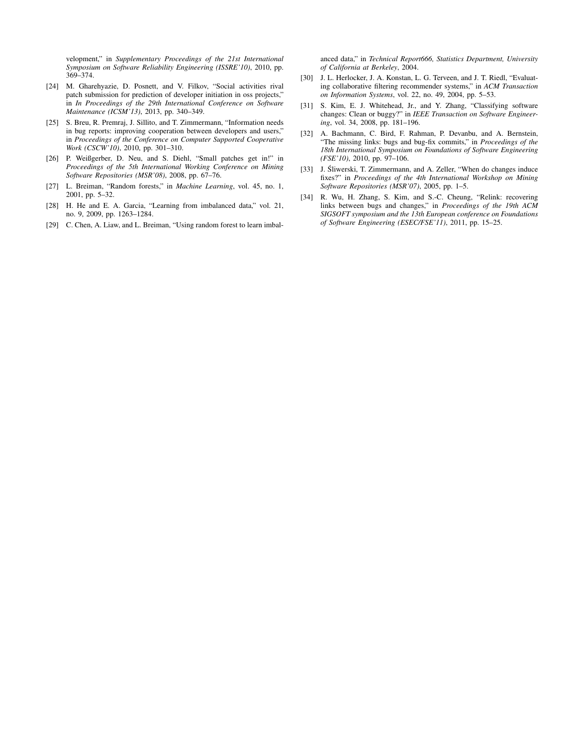velopment," in *Supplementary Proceedings of the 21st International Symposium on Software Reliability Engineering (ISSRE'10)*, 2010, pp. 369–374.

[24] M. Gharehyazie, D. Posnett, and V. Filkov, "Social activities rival patch submission for prediction of developer initiation in oss projects," in *In Proceedings of the 29th International Conference on Software Maintenance (ICSM'13)*, 2013, pp. 340–349.

[25] S. Breu, R. Premraj, J. Sillito, and T. Zimmermann, "Information needs in bug reports: improving cooperation between developers and users," in *Proceedings of the Conference on Computer Supported Cooperative Work (CSCW'10)*, 2010, pp. 301–310.

[26] P. Weißgerber, D. Neu, and S. Diehl, "Small patches get in!" in *Proceedings of the 5th International Working Conference on Mining Software Repositories (MSR'08)*, 2008, pp. 67–76.

[27] L. Breiman, "Random forests," in *Machine Learning*, vol. 45, no. 1, 2001, pp. 5–32.

[28] H. He and E. A. Garcia, "Learning from imbalanced data," vol. 21, no. 9, 2009, pp. 1263–1284.

[29] C. Chen, A. Liaw, and L. Breiman, "Using random forest to learn imbalanced data," in *Technical Report666, Statistics Department, University of California at Berkeley*, 2004.

[30] J. L. Herlocker, J. A. Konstan, L. G. Terveen, and J. T. Riedl, "Evaluating collaborative filtering recommender systems," in *ACM Transaction on Information Systems*, vol. 22, no. 49, 2004, pp. 5–53.

[31] S. Kim, E. J. Whitehead, Jr., and Y. Zhang, "Classifying software changes: Clean or buggy?" in *IEEE Transaction on Software Engineering*, vol. 34, 2008, pp. 181–196.

[32] A. Bachmann, C. Bird, F. Rahman, P. Devanbu, and A. Bernstein, "The missing links: bugs and bug-fix commits," in *Proceedings of the 18th International Symposium on Foundations of Software Engineering (FSE'10)*, 2010, pp. 97–106.

[33] J. Śliwerski, T. Zimmermann, and A. Zeller, "When do changes induce fixes?" in *Proceedings of the 4th International Workshop on Mining Software Repositories (MSR'07)*, 2005, pp. 1–5.

[34] R. Wu, H. Zhang, S. Kim, and S.-C. Cheung, "Relink: recovering links between bugs and changes," in *Proceedings of the 19th ACM SIGSOFT symposium and the 13th European conference on Foundations of Software Engineering (ESEC/FSE'11)*, 2011, pp. 15–25.